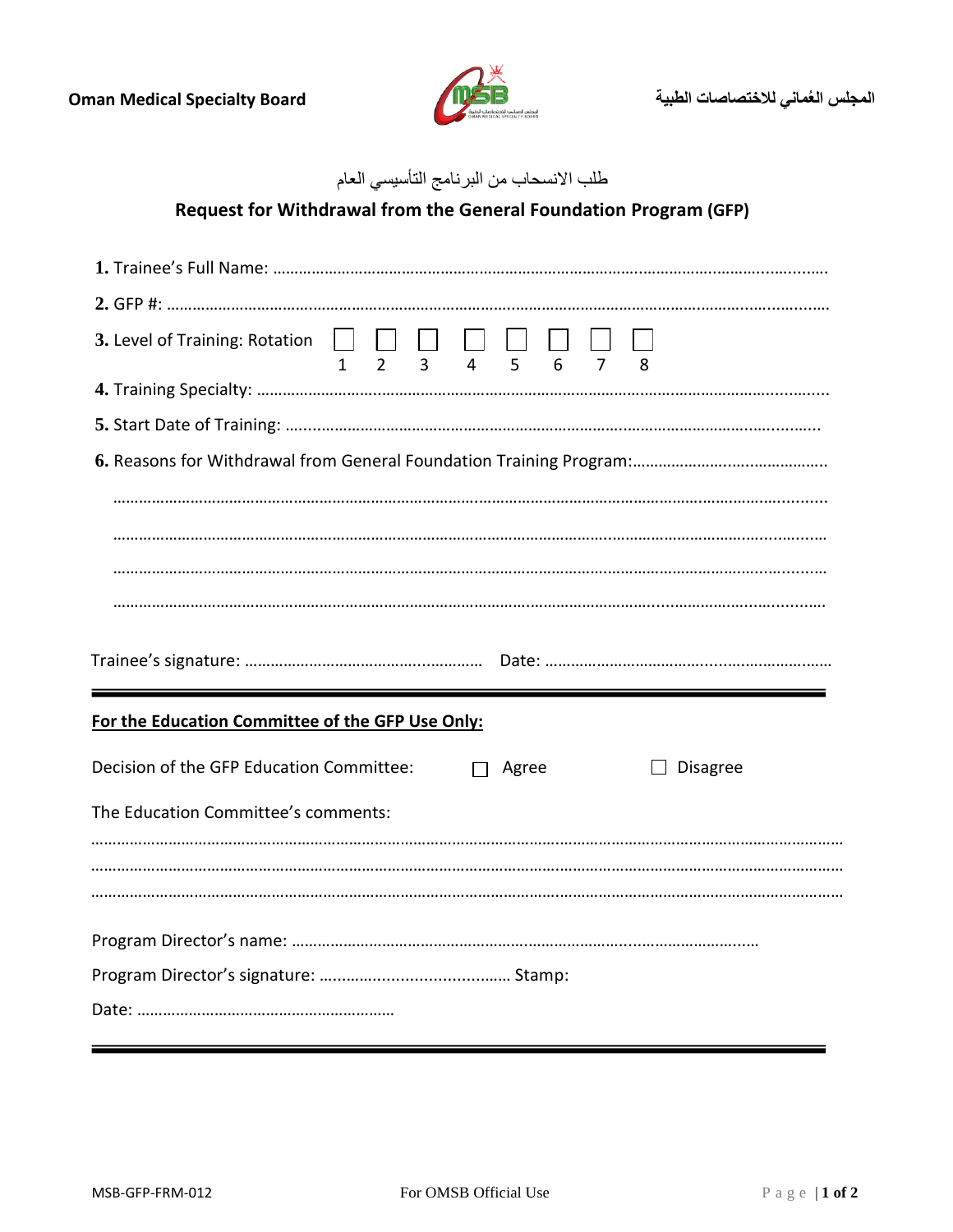**Oman Medical Specialty Board** | **المجلس العُماني للاختصاصات الطبية**

طلب الانسحاب من البرنامج التأسيسي العام

## Request for Withdrawal from the General Foundation Program (GFP)

**1.** Trainee's Full Name: ……………………………………………………………………………………………………………

**2.** GFP #: ……………………………………………………………………………………………………………………………

**3.** Level of Training: Rotation ☐ 1 ☐ 2 ☐ 3 ☐ 4 ☐ 5 ☐ 6 ☐ 7 ☐ 8

**4.** Training Specialty: ……………………………………………………………………………………………………………

**5.** Start Date of Training: …………………………………………………………………………………………………………

**6.** Reasons for Withdrawal from General Foundation Training Program:………………………………………

……………………………………………………………………………………………………………………………………………

……………………………………………………………………………………………………………………………………………

……………………………………………………………………………………………………………………………………………

……………………………………………………………………………………………………………………………………………

Trainee's signature: ……………………………………………… Date: ……………………………………………………

---

**For the Education Committee of the GFP Use Only:**

Decision of the GFP Education Committee: ☐ Agree ☐ Disagree

The Education Committee's comments:

……………………………………………………………………………………………………………………………………………

……………………………………………………………………………………………………………………………………………

……………………………………………………………………………………………………………………………………………

Program Director's name: ……………………………………………………………………………………………

Program Director's signature: …………………………………… Stamp:

Date: ……………………………………………………

---

MSB-GFP-FRM-012 For OMSB Official Use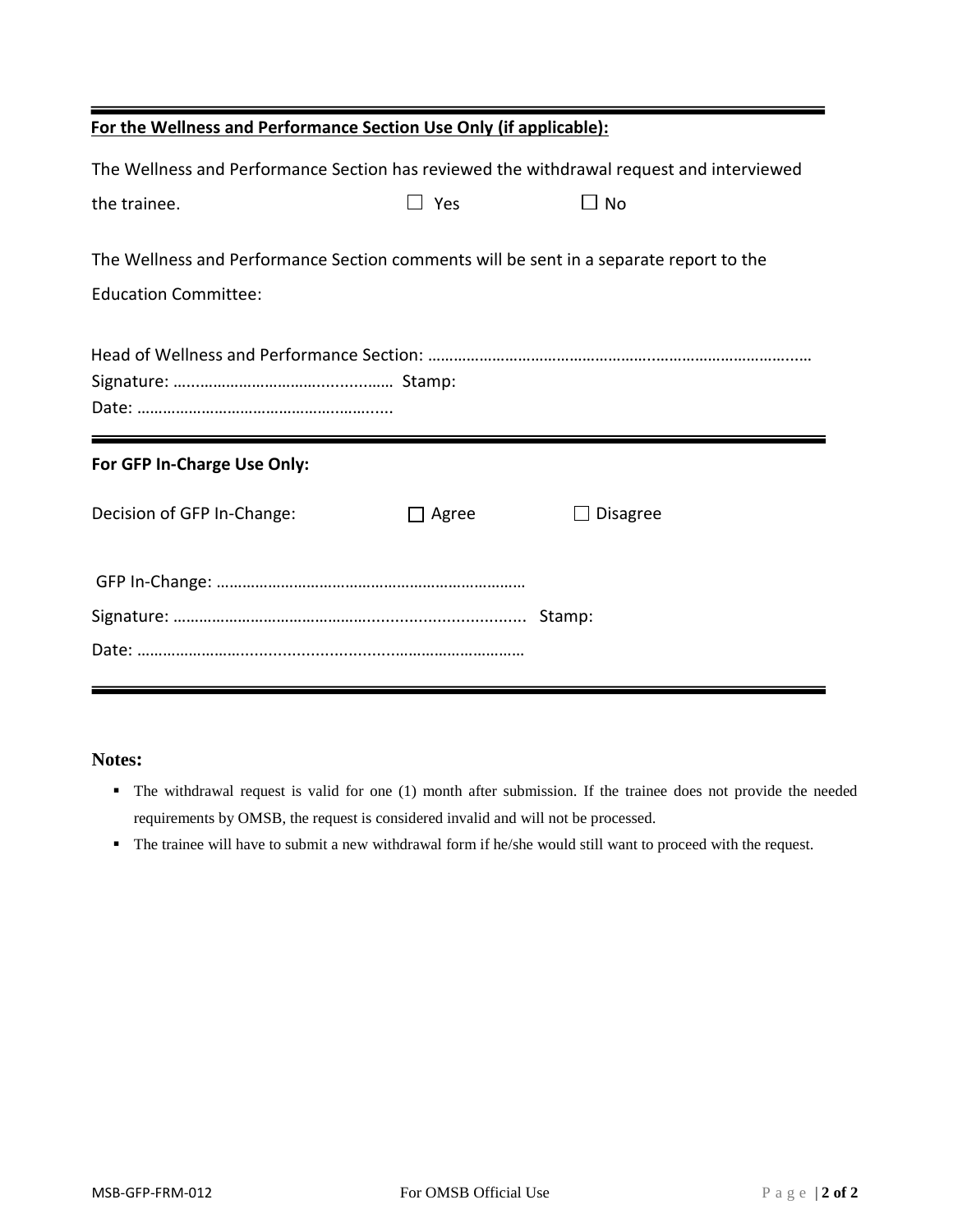**For the Wellness and Performance Section Use Only (if applicable):**

The Wellness and Performance Section has reviewed the withdrawal request and interviewed the trainee. ☐ Yes ☐ No

The Wellness and Performance Section comments will be sent in a separate report to the Education Committee:

Head of Wellness and Performance Section: ……………………………………………..…………………………..…

Signature: ….…………………………..……..…… Stamp:

Date: ……………………………………….……......

---

**For GFP In-Charge Use Only:**

Decision of GFP In-Change: ☐ Agree ☐ Disagree

GFP In-Change: ………………………………………………………………

Signature: ………………………………………................................... Stamp:

Date: ……………………..........................……………………

---

**Notes:**

- The withdrawal request is valid for one (1) month after submission. If the trainee does not provide the needed requirements by OMSB, the request is considered invalid and will not be processed.
- The trainee will have to submit a new withdrawal form if he/she would still want to proceed with the request.

MSB-GFP-FRM-012 For OMSB Official Use